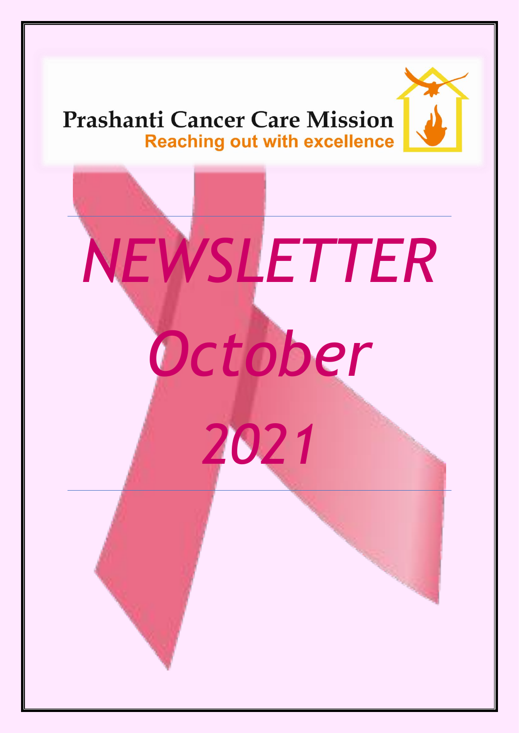**Prashanti Cancer Care Mission**

Reaching out with excellence

# *NEWSLETTER*

# *October*

# *2021*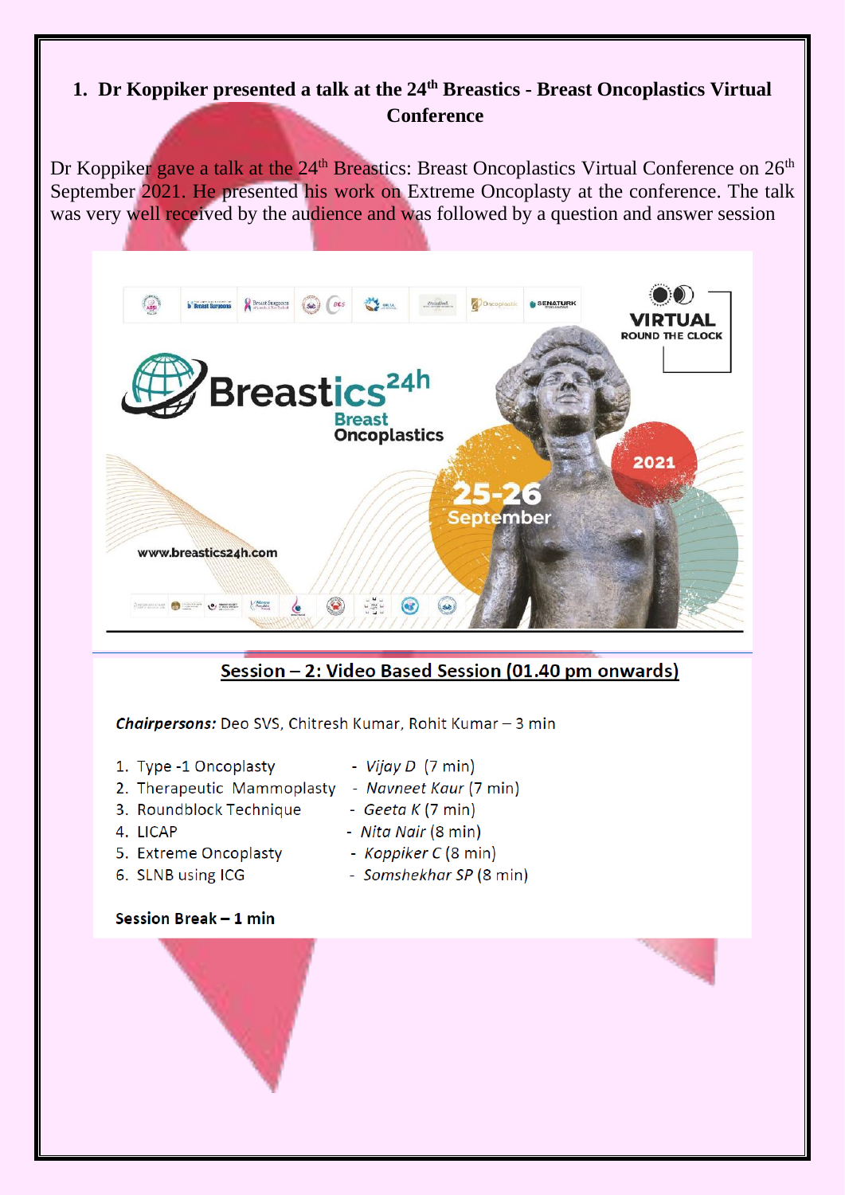## 1. Dr Koppiker presented a talk at the 24th Breastics - Breast Oncoplastics Virtual Conference

Dr Koppiker gave a talk at the 24th Breastics: Breast Oncoplastics Virtual Conference on 26th September 2021. He presented his work on Extreme Oncoplasty at the conference. The talk was very well received by the audience and was followed by a question and answer session

Breastics 24h
Breast Oncoplastics

VIRTUAL ROUND THE CLOCK

25-26 September 2021

www.breastics24h.com

**Session – 2: Video Based Session (01.40 pm onwards)**

***Chairpersons:*** Deo SVS, Chitresh Kumar, Rohit Kumar – 3 min

1. Type -1 Oncoplasty - *Vijay D* (7 min)
2. Therapeutic Mammoplasty - *Navneet Kaur* (7 min)
3. Roundblock Technique - *Geeta K* (7 min)
4. LICAP - *Nita Nair* (8 min)
5. Extreme Oncoplasty - *Koppiker C* (8 min)
6. SLNB using ICG - *Somshekhar SP* (8 min)

**Session Break – 1 min**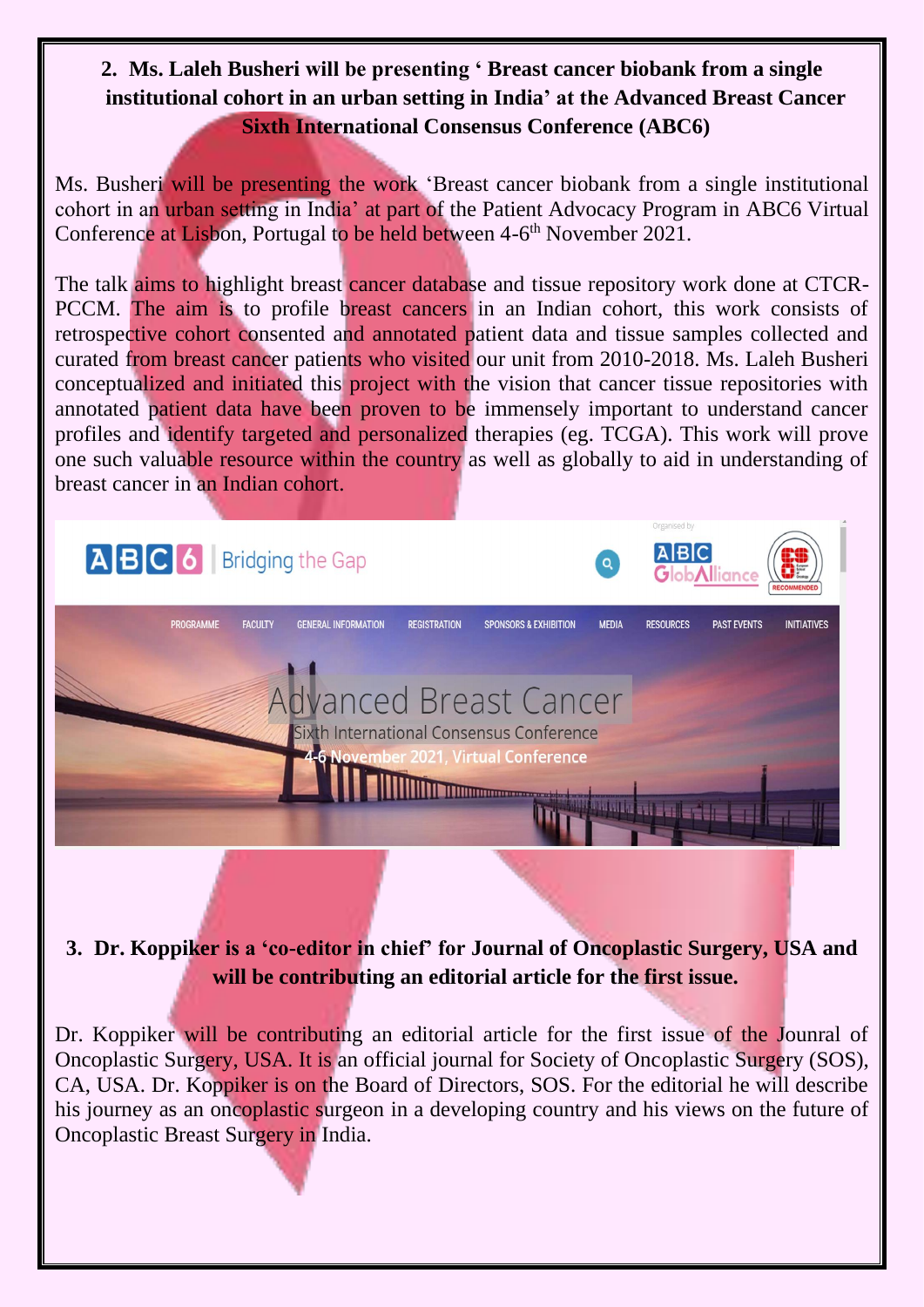## 2. Ms. Laleh Busheri will be presenting ' Breast cancer biobank from a single institutional cohort in an urban setting in India' at the Advanced Breast Cancer Sixth International Consensus Conference (ABC6)

Ms. Busheri will be presenting the work 'Breast cancer biobank from a single institutional cohort in an urban setting in India' at part of the Patient Advocacy Program in ABC6 Virtual Conference at Lisbon, Portugal to be held between 4-6th November 2021.

The talk aims to highlight breast cancer database and tissue repository work done at CTCR-PCCM. The aim is to profile breast cancers in an Indian cohort, this work consists of retrospective cohort consented and annotated patient data and tissue samples collected and curated from breast cancer patients who visited our unit from 2010-2018. Ms. Laleh Busheri conceptualized and initiated this project with the vision that cancer tissue repositories with annotated patient data have been proven to be immensely important to understand cancer profiles and identify targeted and personalized therapies (eg. TCGA). This work will prove one such valuable resource within the country as well as globally to aid in understanding of breast cancer in an Indian cohort.

## 3. Dr. Koppiker is a 'co-editor in chief' for Journal of Oncoplastic Surgery, USA and will be contributing an editorial article for the first issue.

Dr. Koppiker will be contributing an editorial article for the first issue of the Jounral of Oncoplastic Surgery, USA. It is an official journal for Society of Oncoplastic Surgery (SOS), CA, USA. Dr. Koppiker is on the Board of Directors, SOS. For the editorial he will describe his journey as an oncoplastic surgeon in a developing country and his views on the future of Oncoplastic Breast Surgery in India.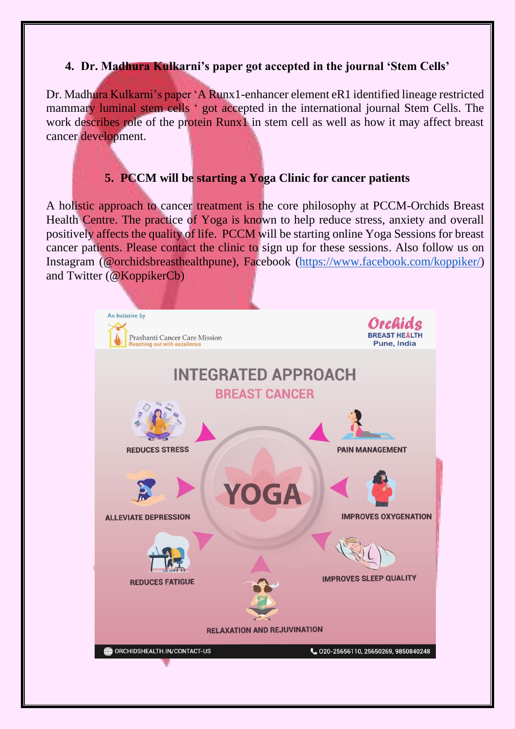## 4. Dr. Madhura Kulkarni's paper got accepted in the journal 'Stem Cells'

Dr. Madhura Kulkarni's paper 'A Runx1-enhancer element eR1 identified lineage restricted mammary luminal stem cells ' got accepted in the international journal Stem Cells. The work describes role of the protein Runx1 in stem cell as well as how it may affect breast cancer development.

## 5. PCCM will be starting a Yoga Clinic for cancer patients

A holistic approach to cancer treatment is the core philosophy at PCCM-Orchids Breast Health Centre. The practice of Yoga is known to help reduce stress, anxiety and overall positively affects the quality of life. PCCM will be starting online Yoga Sessions for breast cancer patients. Please contact the clinic to sign up for these sessions. Also follow us on Instagram (@orchidsbreasthealthpune), Facebook (https://www.facebook.com/koppiker/) and Twitter (@KoppikerCb)

An Initiative by Prashanti Cancer Care Mission — Reaching out with excellence

Orchids BREAST HEALTH Pune, India

**INTEGRATED APPROACH**

**BREAST CANCER**

**YOGA**

- REDUCES STRESS
- PAIN MANAGEMENT
- ALLEVIATE DEPRESSION
- IMPROVES OXYGENATION
- REDUCES FATIGUE
- IMPROVES SLEEP QUALITY
- RELAXATION AND REJUVINATION

ORCHIDSHEALTH.IN/CONTACT-US

020-25656110, 25650269, 9850840248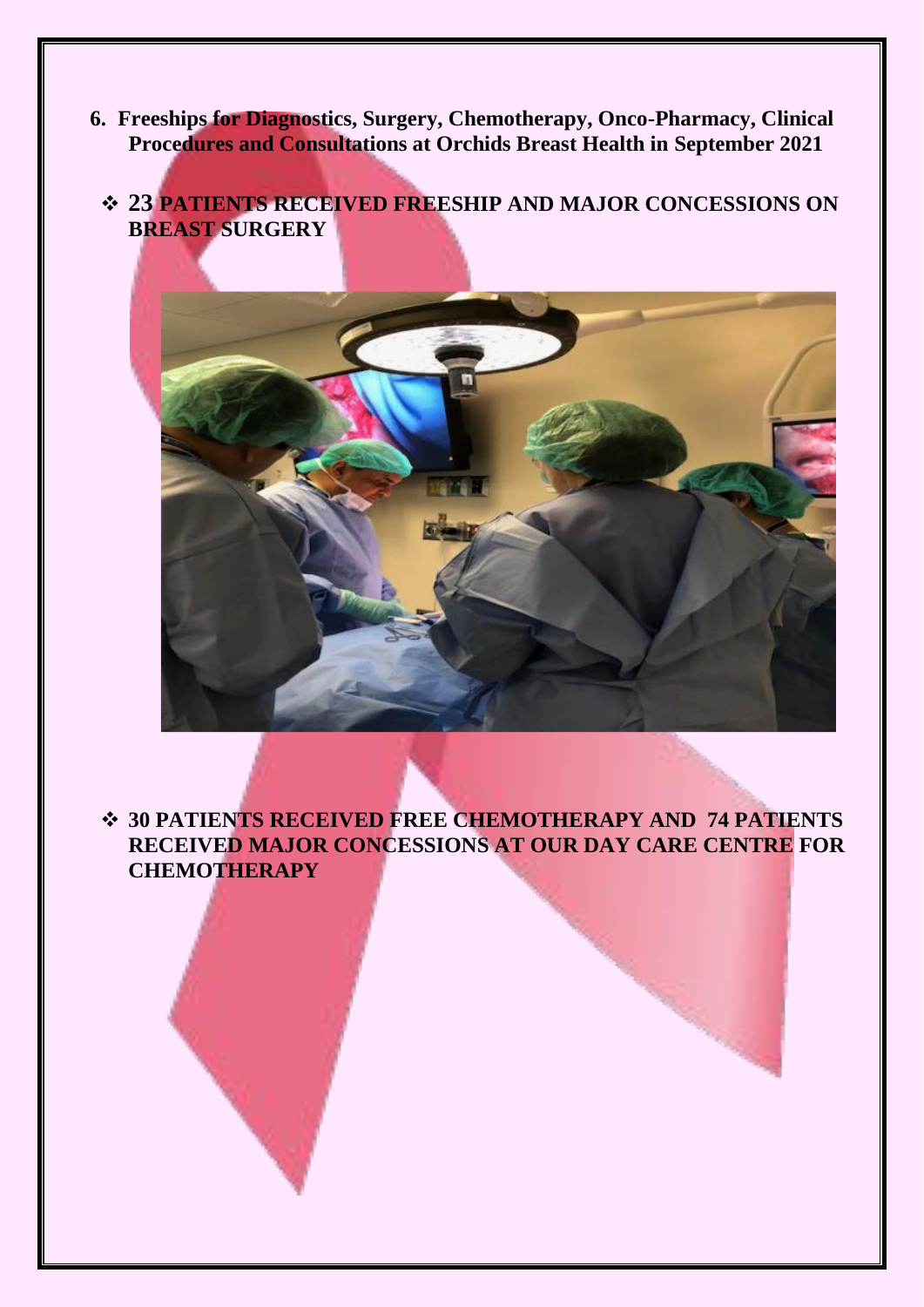6. **Freeships for Diagnostics, Surgery, Chemotherapy, Onco-Pharmacy, Clinical Procedures and Consultations at Orchids Breast Health in September 2021**

- **23 PATIENTS RECEIVED FREESHIP AND MAJOR CONCESSIONS ON BREAST SURGERY**

- **30 PATIENTS RECEIVED FREE CHEMOTHERAPY AND 74 PATIENTS RECEIVED MAJOR CONCESSIONS AT OUR DAY CARE CENTRE FOR CHEMOTHERAPY**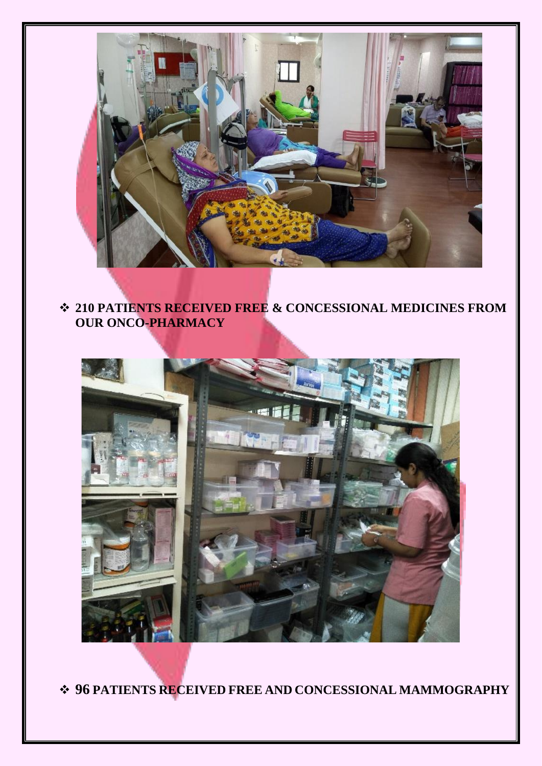- **210 PATIENTS RECEIVED FREE & CONCESSIONAL MEDICINES FROM OUR ONCO-PHARMACY**

- **96 PATIENTS RECEIVED FREE AND CONCESSIONAL MAMMOGRAPHY**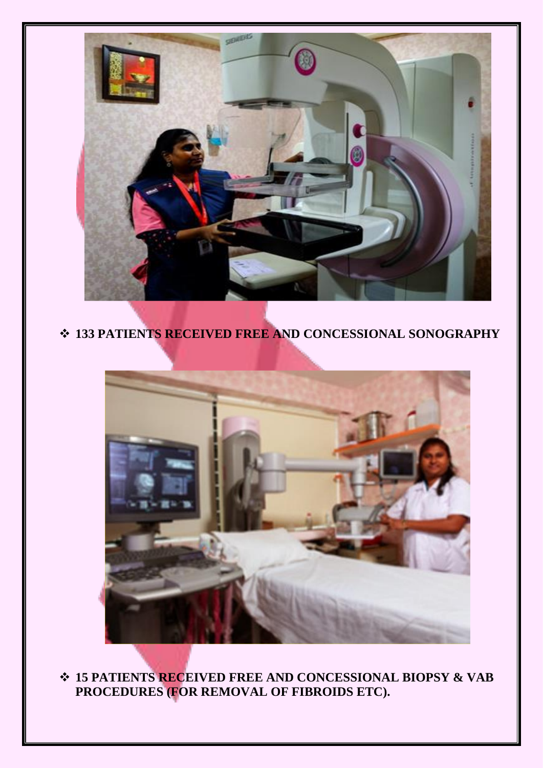- **133 PATIENTS RECEIVED FREE AND CONCESSIONAL SONOGRAPHY**

- **15 PATIENTS RECEIVED FREE AND CONCESSIONAL BIOPSY & VAB PROCEDURES (FOR REMOVAL OF FIBROIDS ETC).**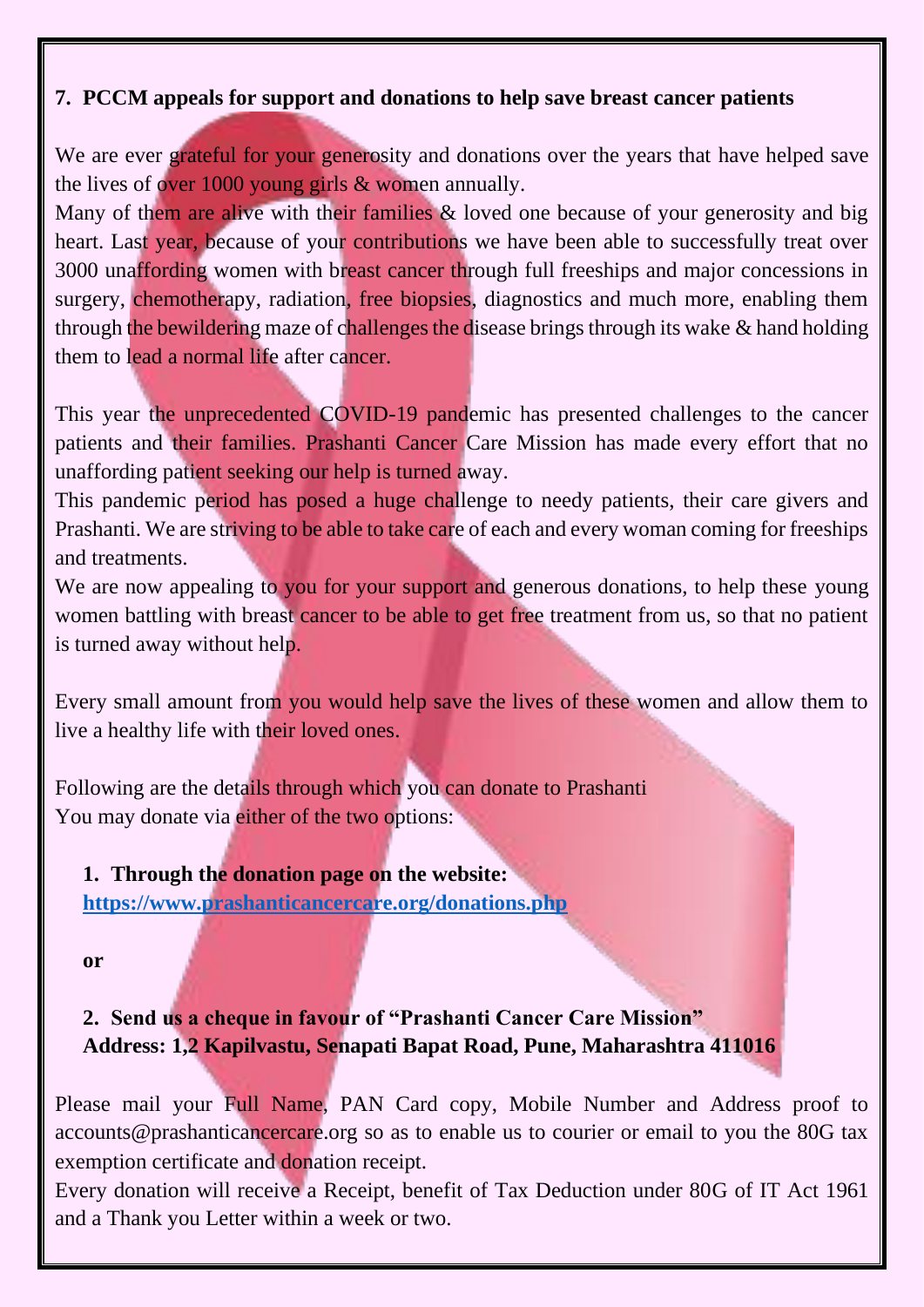### 7. PCCM appeals for support and donations to help save breast cancer patients

We are ever grateful for your generosity and donations over the years that have helped save the lives of over 1000 young girls & women annually.

Many of them are alive with their families & loved one because of your generosity and big heart. Last year, because of your contributions we have been able to successfully treat over 3000 unaffording women with breast cancer through full freeships and major concessions in surgery, chemotherapy, radiation, free biopsies, diagnostics and much more, enabling them through the bewildering maze of challenges the disease brings through its wake & hand holding them to lead a normal life after cancer.

This year the unprecedented COVID-19 pandemic has presented challenges to the cancer patients and their families. Prashanti Cancer Care Mission has made every effort that no unaffording patient seeking our help is turned away.

This pandemic period has posed a huge challenge to needy patients, their care givers and Prashanti. We are striving to be able to take care of each and every woman coming for freeships and treatments.

We are now appealing to you for your support and generous donations, to help these young women battling with breast cancer to be able to get free treatment from us, so that no patient is turned away without help.

Every small amount from you would help save the lives of these women and allow them to live a healthy life with their loved ones.

Following are the details through which you can donate to Prashanti
You may donate via either of the two options:

1. **Through the donation page on the website:**
   **https://www.prashanticancercare.org/donations.php**

   **or**

2. **Send us a cheque in favour of "Prashanti Cancer Care Mission"**
   **Address: 1,2 Kapilvastu, Senapati Bapat Road, Pune, Maharashtra 411016**

Please mail your Full Name, PAN Card copy, Mobile Number and Address proof to accounts@prashanticancercare.org so as to enable us to courier or email to you the 80G tax exemption certificate and donation receipt.

Every donation will receive a Receipt, benefit of Tax Deduction under 80G of IT Act 1961 and a Thank you Letter within a week or two.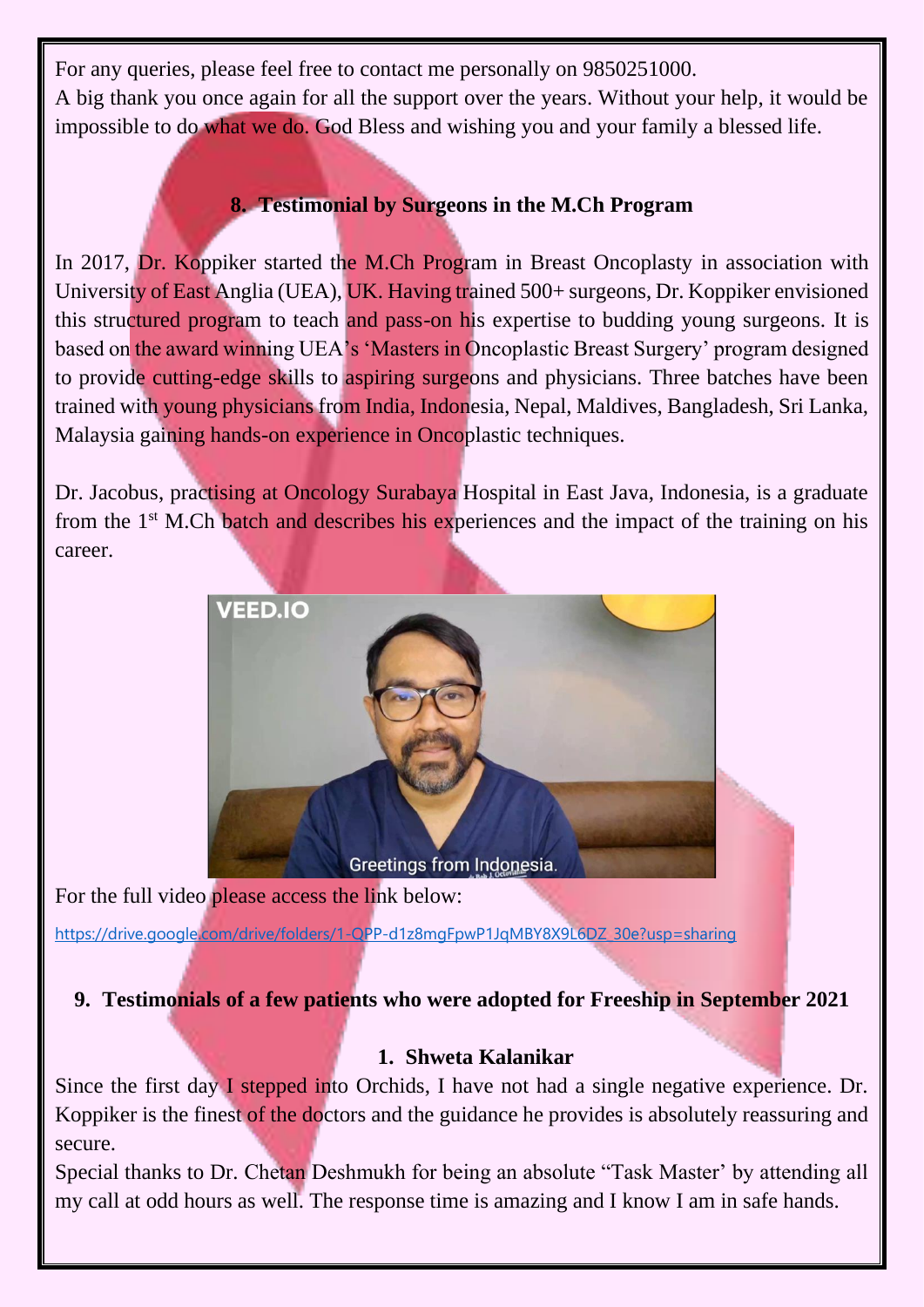For any queries, please feel free to contact me personally on 9850251000.
A big thank you once again for all the support over the years. Without your help, it would be impossible to do what we do. God Bless and wishing you and your family a blessed life.

## 8. Testimonial by Surgeons in the M.Ch Program

In 2017, Dr. Koppiker started the M.Ch Program in Breast Oncoplasty in association with University of East Anglia (UEA), UK. Having trained 500+ surgeons, Dr. Koppiker envisioned this structured program to teach and pass-on his expertise to budding young surgeons. It is based on the award winning UEA's 'Masters in Oncoplastic Breast Surgery' program designed to provide cutting-edge skills to aspiring surgeons and physicians. Three batches have been trained with young physicians from India, Indonesia, Nepal, Maldives, Bangladesh, Sri Lanka, Malaysia gaining hands-on experience in Oncoplastic techniques.

Dr. Jacobus, practising at Oncology Surabaya Hospital in East Java, Indonesia, is a graduate from the 1st M.Ch batch and describes his experiences and the impact of the training on his career.

For the full video please access the link below:

https://drive.google.com/drive/folders/1-QPP-d1z8mgFpwP1JqMBY8X9L6DZ_30e?usp=sharing

## 9. Testimonials of a few patients who were adopted for Freeship in September 2021

### 1. Shweta Kalanikar

Since the first day I stepped into Orchids, I have not had a single negative experience. Dr. Koppiker is the finest of the doctors and the guidance he provides is absolutely reassuring and secure.
Special thanks to Dr. Chetan Deshmukh for being an absolute "Task Master' by attending all my call at odd hours as well. The response time is amazing and I know I am in safe hands.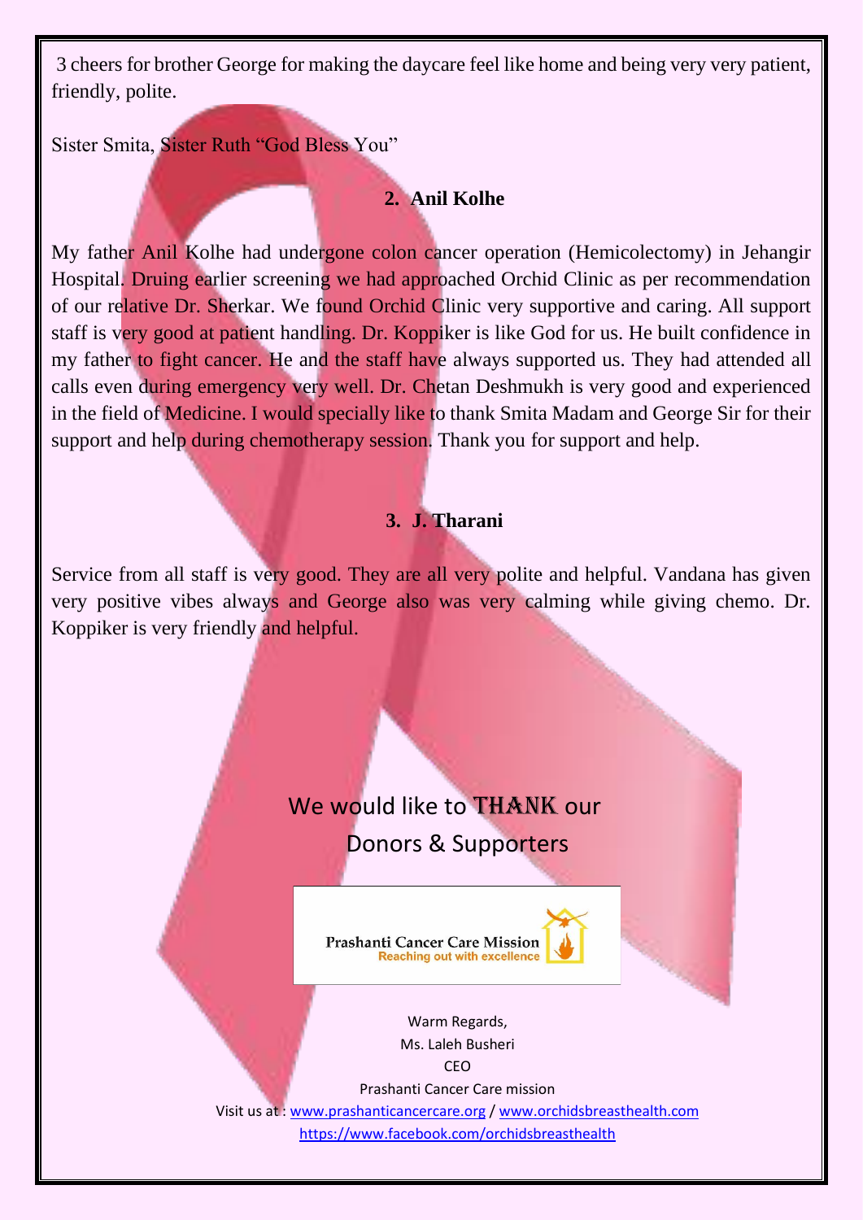3 cheers for brother George for making the daycare feel like home and being very very patient, friendly, polite.

Sister Smita, Sister Ruth "God Bless You"

### 2. Anil Kolhe

My father Anil Kolhe had undergone colon cancer operation (Hemicolectomy) in Jehangir Hospital. Druing earlier screening we had approached Orchid Clinic as per recommendation of our relative Dr. Sherkar. We found Orchid Clinic very supportive and caring. All support staff is very good at patient handling. Dr. Koppiker is like God for us. He built confidence in my father to fight cancer. He and the staff have always supported us. They had attended all calls even during emergency very well. Dr. Chetan Deshmukh is very good and experienced in the field of Medicine. I would specially like to thank Smita Madam and George Sir for their support and help during chemotherapy session. Thank you for support and help.

### 3. J. Tharani

Service from all staff is very good. They are all very polite and helpful. Vandana has given very positive vibes always and George also was very calming while giving chemo. Dr. Koppiker is very friendly and helpful.

We would like to THANK our
Donors & Supporters

Prashanti Cancer Care Mission
Reaching out with excellence

Warm Regards,
Ms. Laleh Busheri
CEO
Prashanti Cancer Care mission
Visit us at : www.prashanticancercare.org / www.orchidsbreasthealth.com
https://www.facebook.com/orchidsbreasthealth